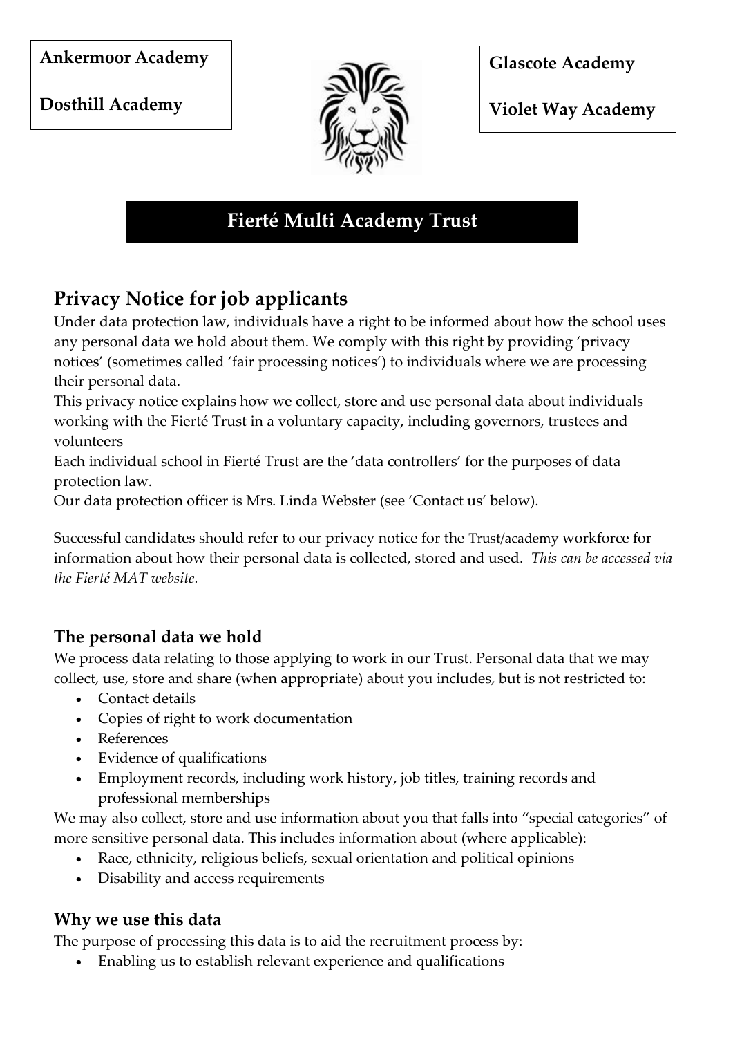**Ankermoor Academy**

**Dosthill Academy**

**Glascote Academy**

**Violet Way Academy**

# Fierté Multi Academy Trust

## Privacy Notice for job applicants

Under data protection law, individuals have a right to be informed about how the school uses any personal data we hold about them. We comply with this right by providing 'privacy notices' (sometimes called 'fair processing notices') to individuals where we are processing their personal data.

This privacy notice explains how we collect, store and use personal data about individuals working with the Fierté Trust in a voluntary capacity, including governors, trustees and volunteers

Each individual school in Fierté Trust are the 'data controllers' for the purposes of data protection law.

Our data protection officer is Mrs. Linda Webster (see 'Contact us' below).

Successful candidates should refer to our privacy notice for the Trust/academy workforce for information about how their personal data is collected, stored and used. *This can be accessed via the Fierté MAT website.*

### The personal data we hold

We process data relating to those applying to work in our Trust. Personal data that we may collect, use, store and share (when appropriate) about you includes, but is not restricted to:

- Contact details
- Copies of right to work documentation
- References
- Evidence of qualifications
- Employment records, including work history, job titles, training records and professional memberships

We may also collect, store and use information about you that falls into "special categories" of more sensitive personal data. This includes information about (where applicable):

- Race, ethnicity, religious beliefs, sexual orientation and political opinions
- Disability and access requirements

### Why we use this data

The purpose of processing this data is to aid the recruitment process by:

- Enabling us to establish relevant experience and qualifications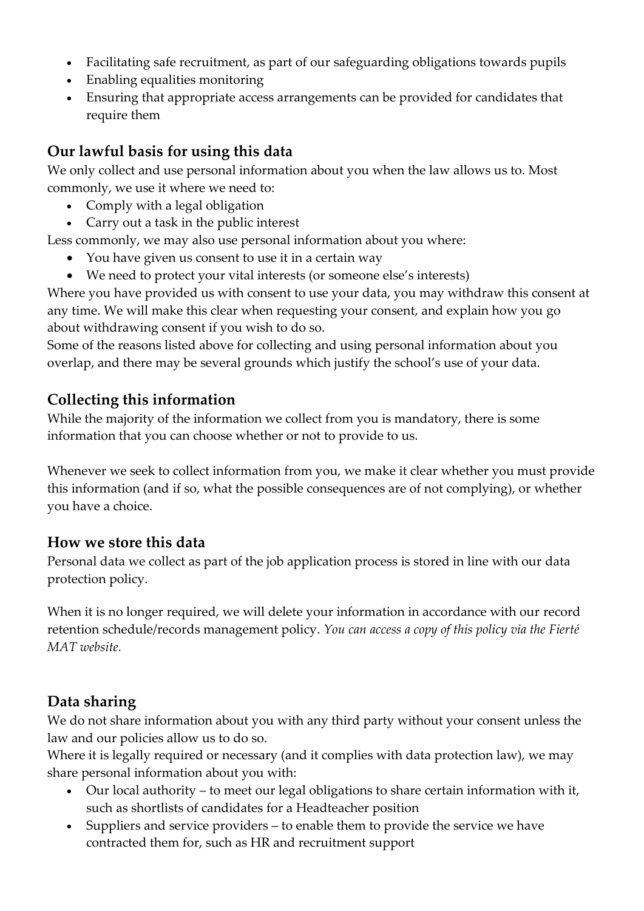- Facilitating safe recruitment, as part of our safeguarding obligations towards pupils
- Enabling equalities monitoring
- Ensuring that appropriate access arrangements can be provided for candidates that require them

## Our lawful basis for using this data

We only collect and use personal information about you when the law allows us to. Most commonly, we use it where we need to:

- Comply with a legal obligation
- Carry out a task in the public interest

Less commonly, we may also use personal information about you where:

- You have given us consent to use it in a certain way
- We need to protect your vital interests (or someone else's interests)

Where you have provided us with consent to use your data, you may withdraw this consent at any time. We will make this clear when requesting your consent, and explain how you go about withdrawing consent if you wish to do so.

Some of the reasons listed above for collecting and using personal information about you overlap, and there may be several grounds which justify the school's use of your data.

## Collecting this information

While the majority of the information we collect from you is mandatory, there is some information that you can choose whether or not to provide to us.

Whenever we seek to collect information from you, we make it clear whether you must provide this information (and if so, what the possible consequences are of not complying), or whether you have a choice.

## How we store this data

Personal data we collect as part of the job application process is stored in line with our data protection policy.

When it is no longer required, we will delete your information in accordance with our record retention schedule/records management policy. *You can access a copy of this policy via the Fierté MAT website.*

## Data sharing

We do not share information about you with any third party without your consent unless the law and our policies allow us to do so.

Where it is legally required or necessary (and it complies with data protection law), we may share personal information about you with:

- Our local authority – to meet our legal obligations to share certain information with it, such as shortlists of candidates for a Headteacher position
- Suppliers and service providers – to enable them to provide the service we have contracted them for, such as HR and recruitment support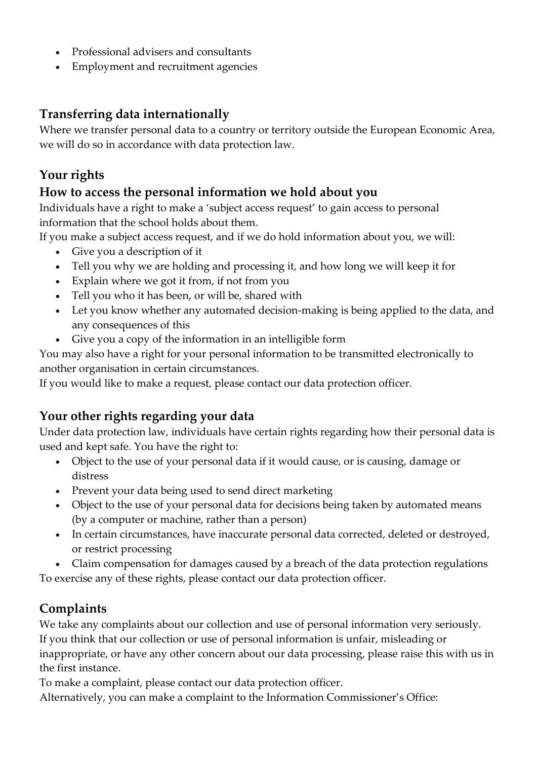- Professional advisers and consultants
- Employment and recruitment agencies

## Transferring data internationally

Where we transfer personal data to a country or territory outside the European Economic Area, we will do so in accordance with data protection law.

## Your rights

## How to access the personal information we hold about you

Individuals have a right to make a 'subject access request' to gain access to personal information that the school holds about them.

If you make a subject access request, and if we do hold information about you, we will:

- Give you a description of it
- Tell you why we are holding and processing it, and how long we will keep it for
- Explain where we got it from, if not from you
- Tell you who it has been, or will be, shared with
- Let you know whether any automated decision-making is being applied to the data, and any consequences of this
- Give you a copy of the information in an intelligible form

You may also have a right for your personal information to be transmitted electronically to another organisation in certain circumstances.

If you would like to make a request, please contact our data protection officer.

## Your other rights regarding your data

Under data protection law, individuals have certain rights regarding how their personal data is used and kept safe. You have the right to:

- Object to the use of your personal data if it would cause, or is causing, damage or distress
- Prevent your data being used to send direct marketing
- Object to the use of your personal data for decisions being taken by automated means (by a computer or machine, rather than a person)
- In certain circumstances, have inaccurate personal data corrected, deleted or destroyed, or restrict processing
- Claim compensation for damages caused by a breach of the data protection regulations

To exercise any of these rights, please contact our data protection officer.

## Complaints

We take any complaints about our collection and use of personal information very seriously.

If you think that our collection or use of personal information is unfair, misleading or inappropriate, or have any other concern about our data processing, please raise this with us in the first instance.

To make a complaint, please contact our data protection officer.

Alternatively, you can make a complaint to the Information Commissioner's Office: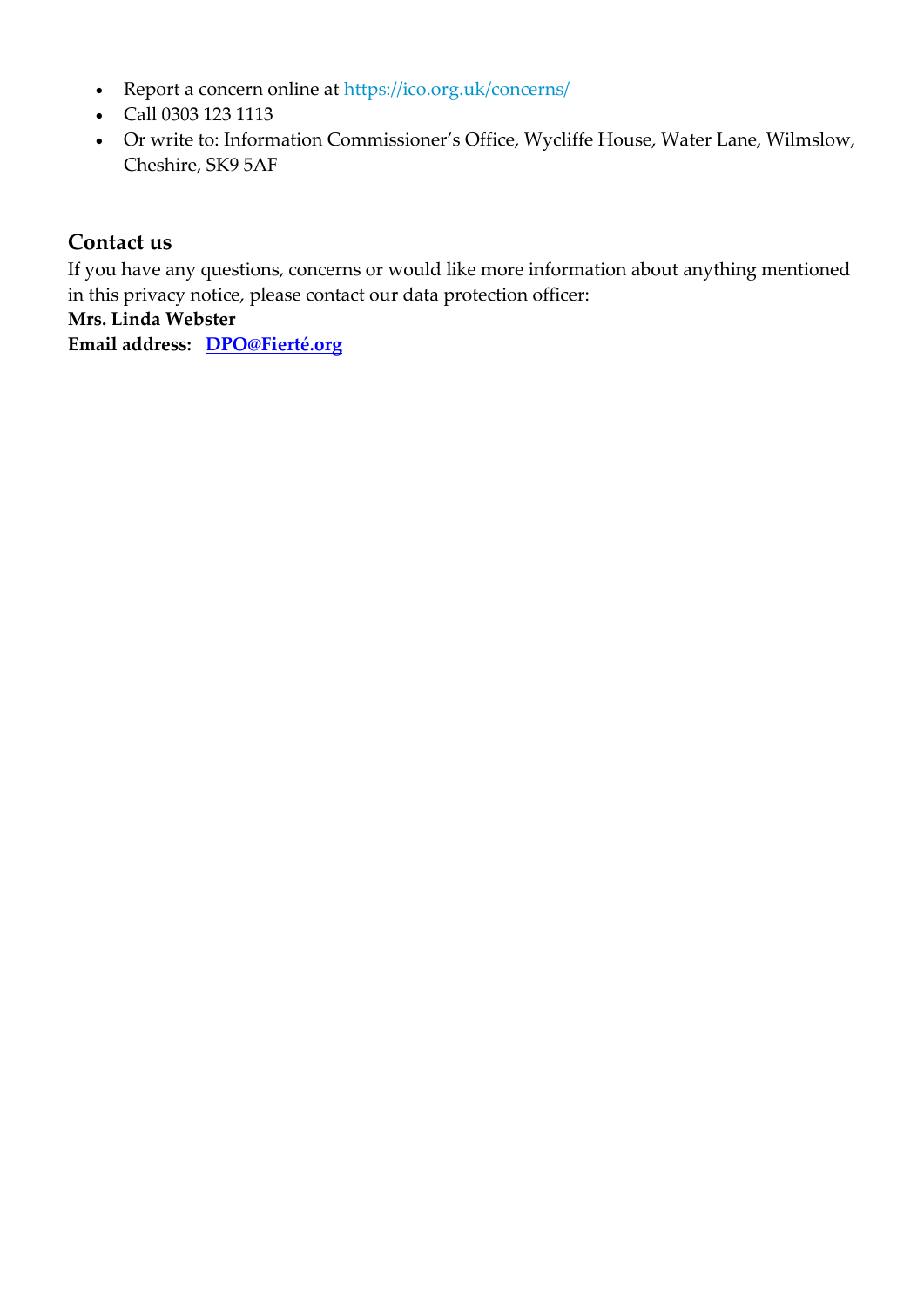- Report a concern online at https://ico.org.uk/concerns/
- Call 0303 123 1113
- Or write to: Information Commissioner's Office, Wycliffe House, Water Lane, Wilmslow, Cheshire, SK9 5AF

## Contact us

If you have any questions, concerns or would like more information about anything mentioned in this privacy notice, please contact our data protection officer:

**Mrs. Linda Webster**

**Email address:** **DPO@Fierté.org**